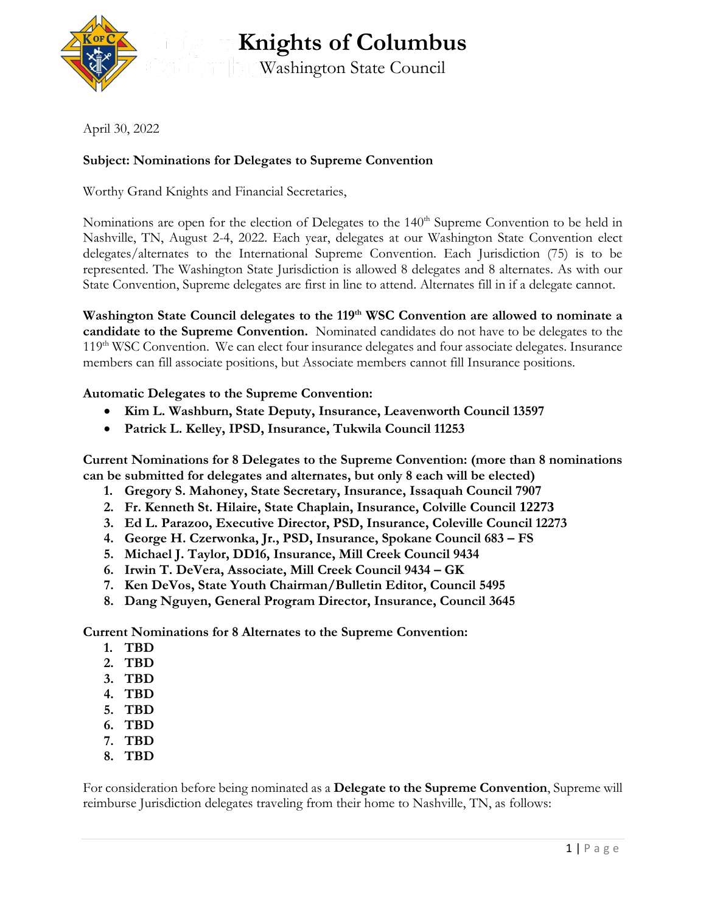# Knights of Columbus

## Washington State Council

April 30, 2022

**Subject: Nominations for Delegates to Supreme Convention**

Worthy Grand Knights and Financial Secretaries,

Nominations are open for the election of Delegates to the 140th Supreme Convention to be held in Nashville, TN, August 2-4, 2022. Each year, delegates at our Washington State Convention elect delegates/alternates to the International Supreme Convention. Each Jurisdiction (75) is to be represented. The Washington State Jurisdiction is allowed 8 delegates and 8 alternates. As with our State Convention, Supreme delegates are first in line to attend. Alternates fill in if a delegate cannot.

**Washington State Council delegates to the 119th WSC Convention are allowed to nominate a candidate to the Supreme Convention.** Nominated candidates do not have to be delegates to the 119th WSC Convention. We can elect four insurance delegates and four associate delegates. Insurance members can fill associate positions, but Associate members cannot fill Insurance positions.

**Automatic Delegates to the Supreme Convention:**

- **Kim L. Washburn, State Deputy, Insurance, Leavenworth Council 13597**
- **Patrick L. Kelley, IPSD, Insurance, Tukwila Council 11253**

**Current Nominations for 8 Delegates to the Supreme Convention: (more than 8 nominations can be submitted for delegates and alternates, but only 8 each will be elected)**

1. **Gregory S. Mahoney, State Secretary, Insurance, Issaquah Council 7907**
2. **Fr. Kenneth St. Hilaire, State Chaplain, Insurance, Colville Council 12273**
3. **Ed L. Parazoo, Executive Director, PSD, Insurance, Coleville Council 12273**
4. **George H. Czerwonka, Jr., PSD, Insurance, Spokane Council 683 – FS**
5. **Michael J. Taylor, DD16, Insurance, Mill Creek Council 9434**
6. **Irwin T. DeVera, Associate, Mill Creek Council 9434 – GK**
7. **Ken DeVos, State Youth Chairman/Bulletin Editor, Council 5495**
8. **Dang Nguyen, General Program Director, Insurance, Council 3645**

**Current Nominations for 8 Alternates to the Supreme Convention:**

1. **TBD**
2. **TBD**
3. **TBD**
4. **TBD**
5. **TBD**
6. **TBD**
7. **TBD**
8. **TBD**

For consideration before being nominated as a **Delegate to the Supreme Convention**, Supreme will reimburse Jurisdiction delegates traveling from their home to Nashville, TN, as follows: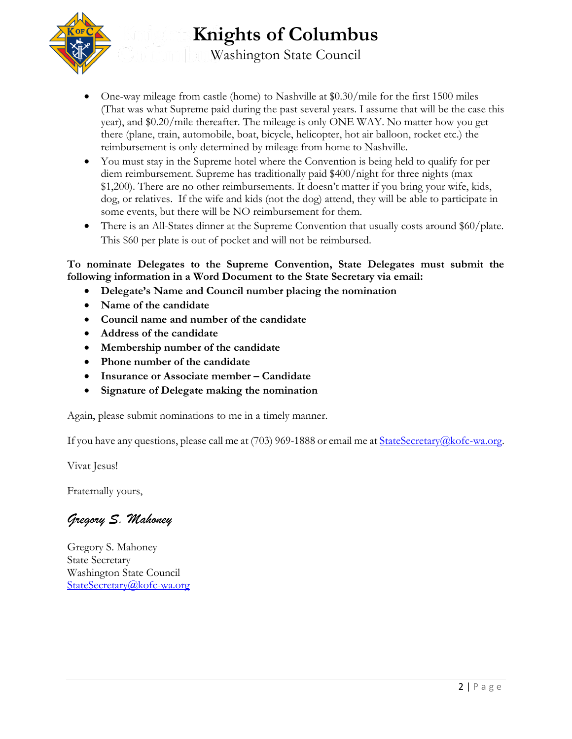- One-way mileage from castle (home) to Nashville at $0.30/mile for the first 1500 miles (That was what Supreme paid during the past several years. I assume that will be the case this year), and $0.20/mile thereafter. The mileage is only ONE WAY. No matter how you get there (plane, train, automobile, boat, bicycle, helicopter, hot air balloon, rocket etc.) the reimbursement is only determined by mileage from home to Nashville.
- You must stay in the Supreme hotel where the Convention is being held to qualify for per diem reimbursement. Supreme has traditionally paid $400/night for three nights (max $1,200). There are no other reimbursements. It doesn't matter if you bring your wife, kids, dog, or relatives. If the wife and kids (not the dog) attend, they will be able to participate in some events, but there will be NO reimbursement for them.
- There is an All-States dinner at the Supreme Convention that usually costs around $60/plate. This $60 per plate is out of pocket and will not be reimbursed.

**To nominate Delegates to the Supreme Convention, State Delegates must submit the following information in a Word Document to the State Secretary via email:**

- **Delegate's Name and Council number placing the nomination**
- **Name of the candidate**
- **Council name and number of the candidate**
- **Address of the candidate**
- **Membership number of the candidate**
- **Phone number of the candidate**
- **Insurance or Associate member – Candidate**
- **Signature of Delegate making the nomination**

Again, please submit nominations to me in a timely manner.

If you have any questions, please call me at (703) 969-1888 or email me at StateSecretary@kofc-wa.org.

Vivat Jesus!

Fraternally yours,

*Gregory S. Mahoney*

Gregory S. Mahoney
State Secretary
Washington State Council
StateSecretary@kofc-wa.org